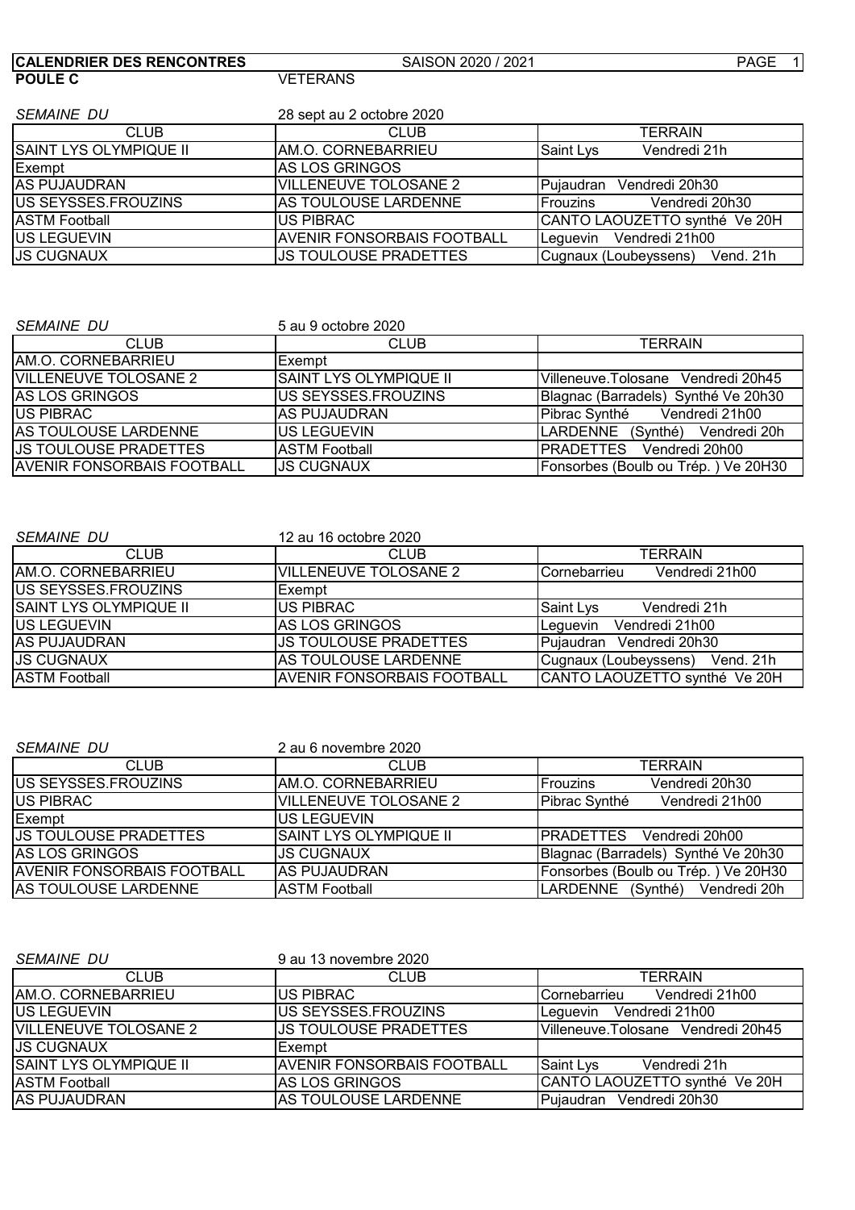**CALENDRIER DES RENCONTRES** SAISON 2020 / 2021

**POULE C** VETERANS

*SEMAINE DU* 28 sept au 2 octobre 2020

| CLUB | CLUB | TERRAIN |
|---|---|---|
| SAINT LYS OLYMPIQUE II | AM.O. CORNEBARRIEU | Saint Lys Vendredi 21h |
| Exempt | AS LOS GRINGOS | |
| AS PUJAUDRAN | VILLENEUVE TOLOSANE 2 | Pujaudran Vendredi 20h30 |
| US SEYSSES.FROUZINS | AS TOULOUSE LARDENNE | Frouzins Vendredi 20h30 |
| ASTM Football | US PIBRAC | CANTO LAOUZETTO synthé Ve 20H |
| US LEGUEVIN | AVENIR FONSORBAIS FOOTBALL | Leguevin Vendredi 21h00 |
| JS CUGNAUX | JS TOULOUSE PRADETTES | Cugnaux (Loubeyssens) Vend. 21h |

*SEMAINE DU* 5 au 9 octobre 2020

| CLUB | CLUB | TERRAIN |
|---|---|---|
| AM.O. CORNEBARRIEU | Exempt | |
| VILLENEUVE TOLOSANE 2 | SAINT LYS OLYMPIQUE II | Villeneuve.Tolosane Vendredi 20h45 |
| AS LOS GRINGOS | US SEYSSES.FROUZINS | Blagnac (Barradels) Synthé Ve 20h30 |
| US PIBRAC | AS PUJAUDRAN | Pibrac Synthé Vendredi 21h00 |
| AS TOULOUSE LARDENNE | US LEGUEVIN | LARDENNE (Synthé) Vendredi 20h |
| JS TOULOUSE PRADETTES | ASTM Football | PRADETTES Vendredi 20h00 |
| AVENIR FONSORBAIS FOOTBALL | JS CUGNAUX | Fonsorbes (Boulb ou Trép. ) Ve 20H30 |

*SEMAINE DU* 12 au 16 octobre 2020

| CLUB | CLUB | TERRAIN |
|---|---|---|
| AM.O. CORNEBARRIEU | VILLENEUVE TOLOSANE 2 | Cornebarrieu Vendredi 21h00 |
| US SEYSSES.FROUZINS | Exempt | |
| SAINT LYS OLYMPIQUE II | US PIBRAC | Saint Lys Vendredi 21h |
| US LEGUEVIN | AS LOS GRINGOS | Leguevin Vendredi 21h00 |
| AS PUJAUDRAN | JS TOULOUSE PRADETTES | Pujaudran Vendredi 20h30 |
| JS CUGNAUX | AS TOULOUSE LARDENNE | Cugnaux (Loubeyssens) Vend. 21h |
| ASTM Football | AVENIR FONSORBAIS FOOTBALL | CANTO LAOUZETTO synthé Ve 20H |

*SEMAINE DU* 2 au 6 novembre 2020

| CLUB | CLUB | TERRAIN |
|---|---|---|
| US SEYSSES.FROUZINS | AM.O. CORNEBARRIEU | Frouzins Vendredi 20h30 |
| US PIBRAC | VILLENEUVE TOLOSANE 2 | Pibrac Synthé Vendredi 21h00 |
| Exempt | US LEGUEVIN | |
| JS TOULOUSE PRADETTES | SAINT LYS OLYMPIQUE II | PRADETTES Vendredi 20h00 |
| AS LOS GRINGOS | JS CUGNAUX | Blagnac (Barradels) Synthé Ve 20h30 |
| AVENIR FONSORBAIS FOOTBALL | AS PUJAUDRAN | Fonsorbes (Boulb ou Trép. ) Ve 20H30 |
| AS TOULOUSE LARDENNE | ASTM Football | LARDENNE (Synthé) Vendredi 20h |

*SEMAINE DU* 9 au 13 novembre 2020

| CLUB | CLUB | TERRAIN |
|---|---|---|
| AM.O. CORNEBARRIEU | US PIBRAC | Cornebarrieu Vendredi 21h00 |
| US LEGUEVIN | US SEYSSES.FROUZINS | Leguevin Vendredi 21h00 |
| VILLENEUVE TOLOSANE 2 | JS TOULOUSE PRADETTES | Villeneuve.Tolosane Vendredi 20h45 |
| JS CUGNAUX | Exempt | |
| SAINT LYS OLYMPIQUE II | AVENIR FONSORBAIS FOOTBALL | Saint Lys Vendredi 21h |
| ASTM Football | AS LOS GRINGOS | CANTO LAOUZETTO synthé Ve 20H |
| AS PUJAUDRAN | AS TOULOUSE LARDENNE | Pujaudran Vendredi 20h30 |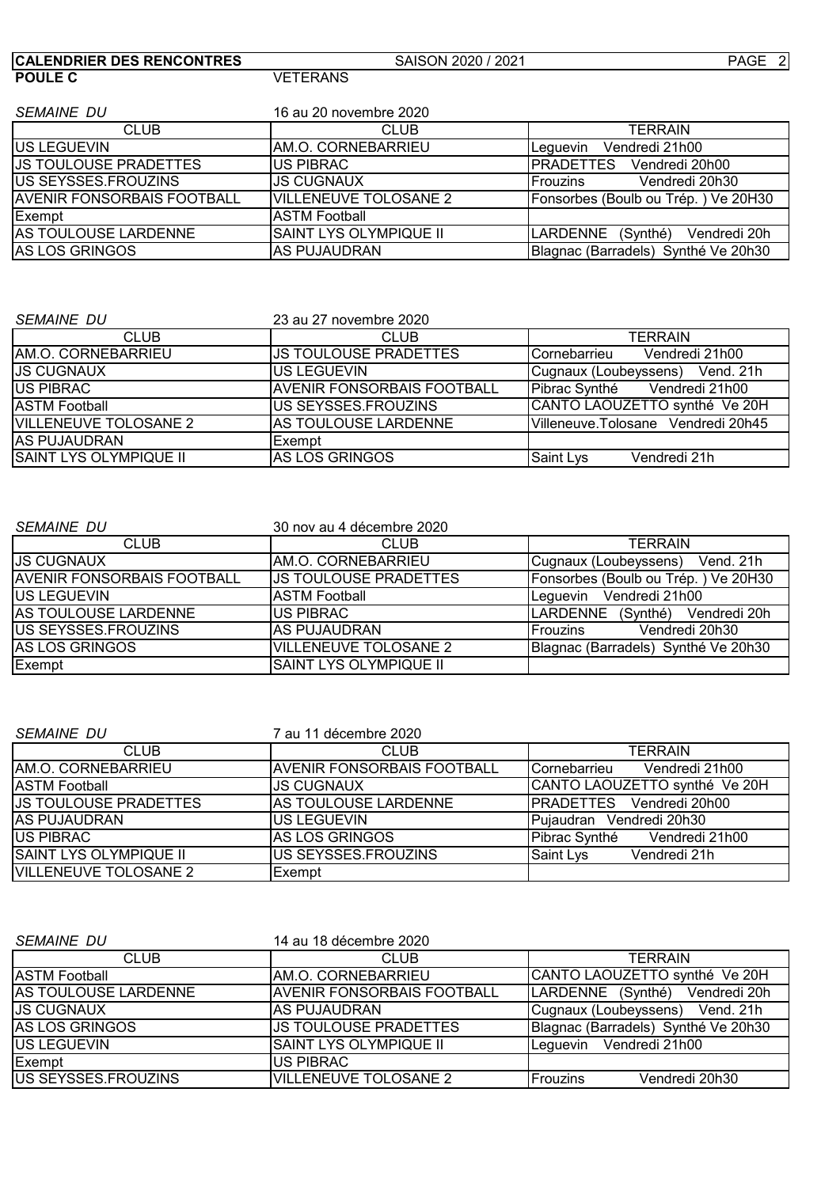**CALENDRIER DES RENCONTRES** SAISON 2020 / 2021

**POULE C** VETERANS

*SEMAINE DU* 16 au 20 novembre 2020

| CLUB | CLUB | TERRAIN |
|---|---|---|
| US LEGUEVIN | AM.O. CORNEBARRIEU | Leguevin Vendredi 21h00 |
| JS TOULOUSE PRADETTES | US PIBRAC | PRADETTES Vendredi 20h00 |
| US SEYSSES.FROUZINS | JS CUGNAUX | Frouzins Vendredi 20h30 |
| AVENIR FONSORBAIS FOOTBALL | VILLENEUVE TOLOSANE 2 | Fonsorbes (Boulb ou Trép. ) Ve 20H30 |
| Exempt | ASTM Football | |
| AS TOULOUSE LARDENNE | SAINT LYS OLYMPIQUE II | LARDENNE (Synthé) Vendredi 20h |
| AS LOS GRINGOS | AS PUJAUDRAN | Blagnac (Barradels) Synthé Ve 20h30 |

*SEMAINE DU* 23 au 27 novembre 2020

| CLUB | CLUB | TERRAIN |
|---|---|---|
| AM.O. CORNEBARRIEU | JS TOULOUSE PRADETTES | Cornebarrieu Vendredi 21h00 |
| JS CUGNAUX | US LEGUEVIN | Cugnaux (Loubeyssens) Vend. 21h |
| US PIBRAC | AVENIR FONSORBAIS FOOTBALL | Pibrac Synthé Vendredi 21h00 |
| ASTM Football | US SEYSSES.FROUZINS | CANTO LAOUZETTO synthé Ve 20H |
| VILLENEUVE TOLOSANE 2 | AS TOULOUSE LARDENNE | Villeneuve.Tolosane Vendredi 20h45 |
| AS PUJAUDRAN | Exempt | |
| SAINT LYS OLYMPIQUE II | AS LOS GRINGOS | Saint Lys Vendredi 21h |

*SEMAINE DU* 30 nov au 4 décembre 2020

| CLUB | CLUB | TERRAIN |
|---|---|---|
| JS CUGNAUX | AM.O. CORNEBARRIEU | Cugnaux (Loubeyssens) Vend. 21h |
| AVENIR FONSORBAIS FOOTBALL | JS TOULOUSE PRADETTES | Fonsorbes (Boulb ou Trép. ) Ve 20H30 |
| US LEGUEVIN | ASTM Football | Leguevin Vendredi 21h00 |
| AS TOULOUSE LARDENNE | US PIBRAC | LARDENNE (Synthé) Vendredi 20h |
| US SEYSSES.FROUZINS | AS PUJAUDRAN | Frouzins Vendredi 20h30 |
| AS LOS GRINGOS | VILLENEUVE TOLOSANE 2 | Blagnac (Barradels) Synthé Ve 20h30 |
| Exempt | SAINT LYS OLYMPIQUE II | |

*SEMAINE DU* 7 au 11 décembre 2020

| CLUB | CLUB | TERRAIN |
|---|---|---|
| AM.O. CORNEBARRIEU | AVENIR FONSORBAIS FOOTBALL | Cornebarrieu Vendredi 21h00 |
| ASTM Football | JS CUGNAUX | CANTO LAOUZETTO synthé Ve 20H |
| JS TOULOUSE PRADETTES | AS TOULOUSE LARDENNE | PRADETTES Vendredi 20h00 |
| AS PUJAUDRAN | US LEGUEVIN | Pujaudran Vendredi 20h30 |
| US PIBRAC | AS LOS GRINGOS | Pibrac Synthé Vendredi 21h00 |
| SAINT LYS OLYMPIQUE II | US SEYSSES.FROUZINS | Saint Lys Vendredi 21h |
| VILLENEUVE TOLOSANE 2 | Exempt | |

*SEMAINE DU* 14 au 18 décembre 2020

| CLUB | CLUB | TERRAIN |
|---|---|---|
| ASTM Football | AM.O. CORNEBARRIEU | CANTO LAOUZETTO synthé Ve 20H |
| AS TOULOUSE LARDENNE | AVENIR FONSORBAIS FOOTBALL | LARDENNE (Synthé) Vendredi 20h |
| JS CUGNAUX | AS PUJAUDRAN | Cugnaux (Loubeyssens) Vend. 21h |
| AS LOS GRINGOS | JS TOULOUSE PRADETTES | Blagnac (Barradels) Synthé Ve 20h30 |
| US LEGUEVIN | SAINT LYS OLYMPIQUE II | Leguevin Vendredi 21h00 |
| Exempt | US PIBRAC | |
| US SEYSSES.FROUZINS | VILLENEUVE TOLOSANE 2 | Frouzins Vendredi 20h30 |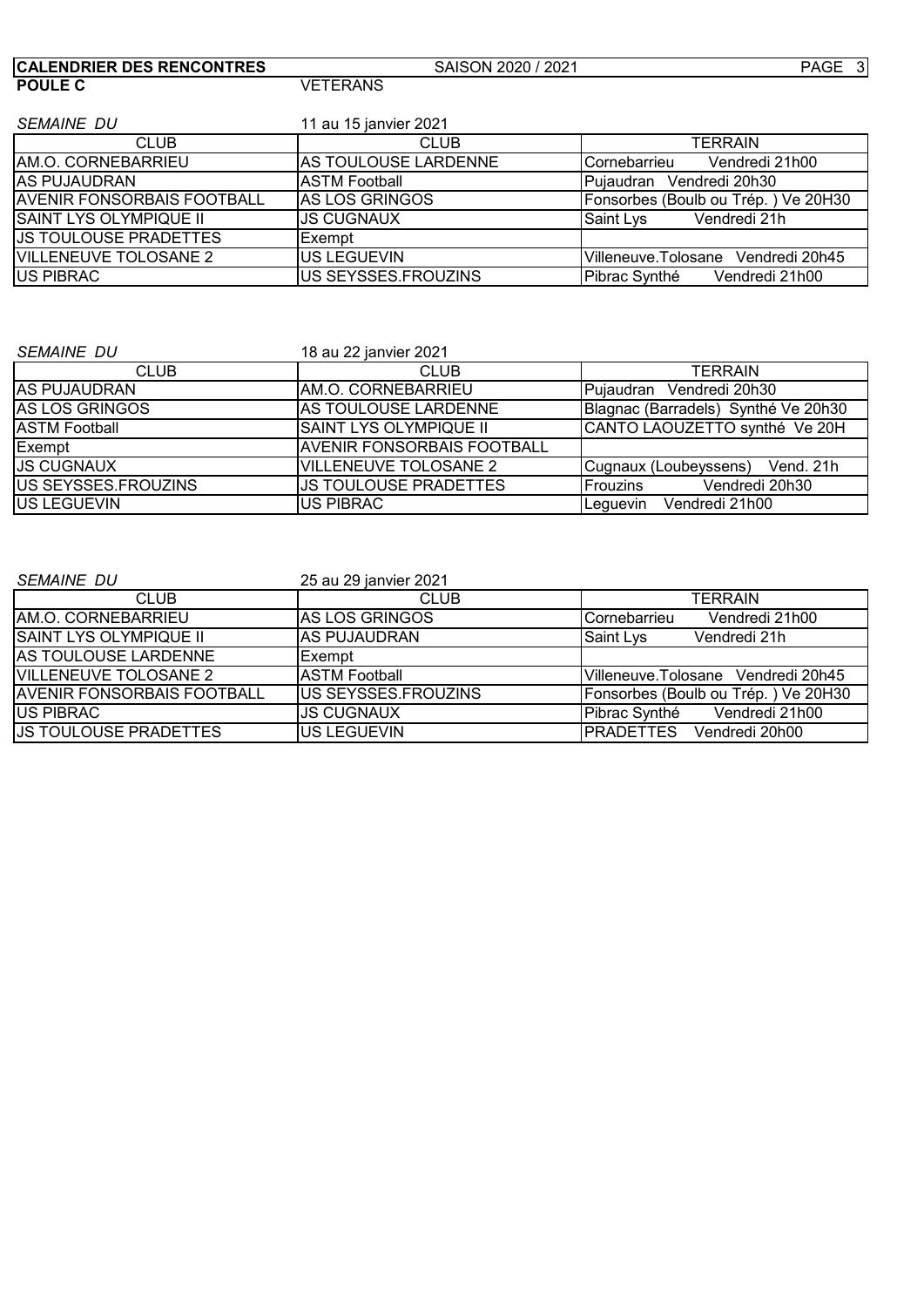**CALENDRIER DES RENCONTRES** SAISON 2020 / 2021

**POULE C** VETERANS

*SEMAINE DU* 11 au 15 janvier 2021

| CLUB | CLUB | TERRAIN |
|---|---|---|
| AM.O. CORNEBARRIEU | AS TOULOUSE LARDENNE | Cornebarrieu Vendredi 21h00 |
| AS PUJAUDRAN | ASTM Football | Pujaudran Vendredi 20h30 |
| AVENIR FONSORBAIS FOOTBALL | AS LOS GRINGOS | Fonsorbes (Boulb ou Trép. ) Ve 20H30 |
| SAINT LYS OLYMPIQUE II | JS CUGNAUX | Saint Lys Vendredi 21h |
| JS TOULOUSE PRADETTES | Exempt | |
| VILLENEUVE TOLOSANE 2 | US LEGUEVIN | Villeneuve.Tolosane Vendredi 20h45 |
| US PIBRAC | US SEYSSES.FROUZINS | Pibrac Synthé Vendredi 21h00 |

*SEMAINE DU* 18 au 22 janvier 2021

| CLUB | CLUB | TERRAIN |
|---|---|---|
| AS PUJAUDRAN | AM.O. CORNEBARRIEU | Pujaudran Vendredi 20h30 |
| AS LOS GRINGOS | AS TOULOUSE LARDENNE | Blagnac (Barradels) Synthé Ve 20h30 |
| ASTM Football | SAINT LYS OLYMPIQUE II | CANTO LAOUZETTO synthé Ve 20H |
| Exempt | AVENIR FONSORBAIS FOOTBALL | |
| JS CUGNAUX | VILLENEUVE TOLOSANE 2 | Cugnaux (Loubeyssens) Vend. 21h |
| US SEYSSES.FROUZINS | JS TOULOUSE PRADETTES | Frouzins Vendredi 20h30 |
| US LEGUEVIN | US PIBRAC | Leguevin Vendredi 21h00 |

*SEMAINE DU* 25 au 29 janvier 2021

| CLUB | CLUB | TERRAIN |
|---|---|---|
| AM.O. CORNEBARRIEU | AS LOS GRINGOS | Cornebarrieu Vendredi 21h00 |
| SAINT LYS OLYMPIQUE II | AS PUJAUDRAN | Saint Lys Vendredi 21h |
| AS TOULOUSE LARDENNE | Exempt | |
| VILLENEUVE TOLOSANE 2 | ASTM Football | Villeneuve.Tolosane Vendredi 20h45 |
| AVENIR FONSORBAIS FOOTBALL | US SEYSSES.FROUZINS | Fonsorbes (Boulb ou Trép. ) Ve 20H30 |
| US PIBRAC | JS CUGNAUX | Pibrac Synthé Vendredi 21h00 |
| JS TOULOUSE PRADETTES | US LEGUEVIN | PRADETTES Vendredi 20h00 |